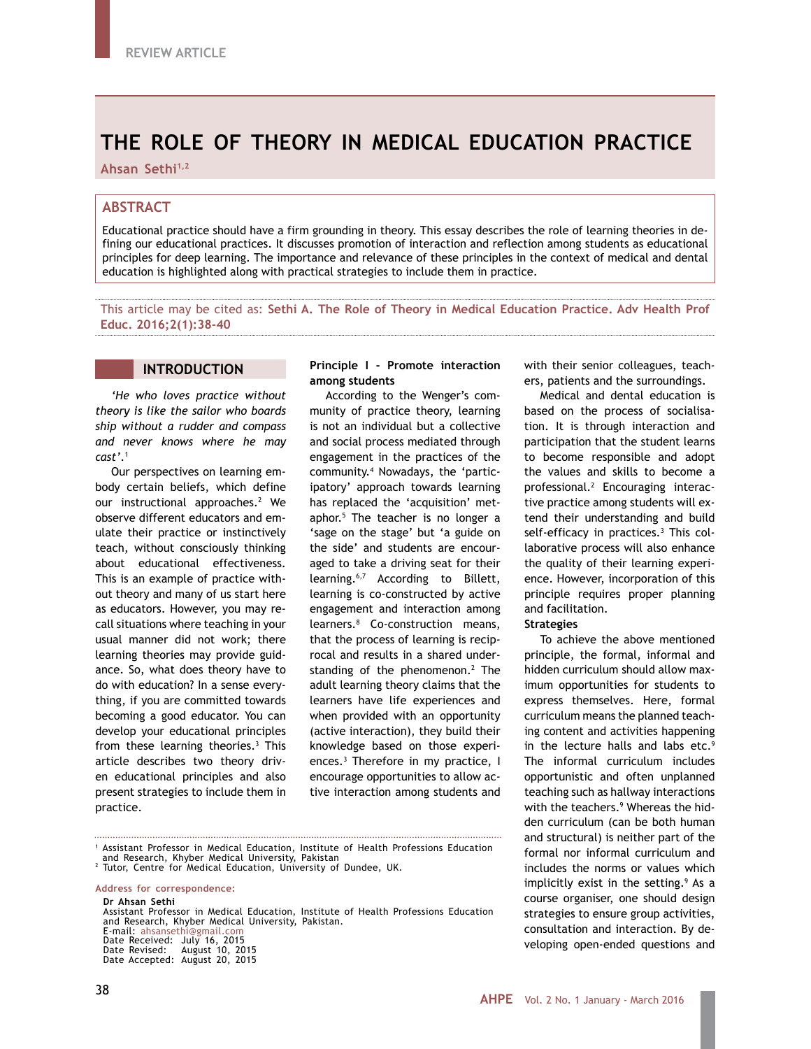REVIEW ARTICLE

# THE ROLE OF THEORY IN MEDICAL EDUCATION PRACTICE

**Ahsan Sethi**[1,2]

## ABSTRACT

Educational practice should have a firm grounding in theory. This essay describes the role of learning theories in defining our educational practices. It discusses promotion of interaction and reflection among students as educational principles for deep learning. The importance and relevance of these principles in the context of medical and dental education is highlighted along with practical strategies to include them in practice.

This article may be cited as: **Sethi A. The Role of Theory in Medical Education Practice. Adv Health Prof Educ. 2016;2(1):38-40**

## INTRODUCTION

*'He who loves practice without theory is like the sailor who boards ship without a rudder and compass and never knows where he may cast'.*[1]

Our perspectives on learning embody certain beliefs, which define our instructional approaches.[2] We observe different educators and emulate their practice or instinctively teach, without consciously thinking about educational effectiveness. This is an example of practice without theory and many of us start here as educators. However, you may recall situations where teaching in your usual manner did not work; there learning theories may provide guidance. So, what does theory have to do with education? In a sense everything, if you are committed towards becoming a good educator. You can develop your educational principles from these learning theories.[3] This article describes two theory driven educational principles and also present strategies to include them in practice.

**Principle I - Promote interaction among students**

According to the Wenger's community of practice theory, learning is not an individual but a collective and social process mediated through engagement in the practices of the community.[4] Nowadays, the 'participatory' approach towards learning has replaced the 'acquisition' metaphor.[5] The teacher is no longer a 'sage on the stage' but 'a guide on the side' and students are encouraged to take a driving seat for their learning.[6,7] According to Billett, learning is co-constructed by active engagement and interaction among learners.[8] Co-construction means, that the process of learning is reciprocal and results in a shared understanding of the phenomenon.[2] The adult learning theory claims that the learners have life experiences and when provided with an opportunity (active interaction), they build their knowledge based on those experiences.[3] Therefore in my practice, I encourage opportunities to allow active interaction among students and with their senior colleagues, teachers, patients and the surroundings.

Medical and dental education is based on the process of socialisation. It is through interaction and participation that the student learns to become responsible and adopt the values and skills to become a professional.[2] Encouraging interactive practice among students will extend their understanding and build self-efficacy in practices.[3] This collaborative process will also enhance the quality of their learning experience. However, incorporation of this principle requires proper planning and facilitation.

**Strategies**

To achieve the above mentioned principle, the formal, informal and hidden curriculum should allow maximum opportunities for students to express themselves. Here, formal curriculum means the planned teaching content and activities happening in the lecture halls and labs etc.[9] The informal curriculum includes opportunistic and often unplanned teaching such as hallway interactions with the teachers.[9] Whereas the hidden curriculum (can be both human and structural) is neither part of the formal nor informal curriculum and includes the norms or values which implicitly exist in the setting.[9] As a course organiser, one should design strategies to ensure group activities, consultation and interaction. By developing open-ended questions and

---

[1] Assistant Professor in Medical Education, Institute of Health Professions Education and Research, Khyber Medical University, Pakistan
[2] Tutor, Centre for Medical Education, University of Dundee, UK.

**Address for correspondence:**

**Dr Ahsan Sethi**
Assistant Professor in Medical Education, Institute of Health Professions Education and Research, Khyber Medical University, Pakistan.
E-mail: ahsansethi@gmail.com
Date Received: July 16, 2015
Date Revised: August 10, 2015
Date Accepted: August 20, 2015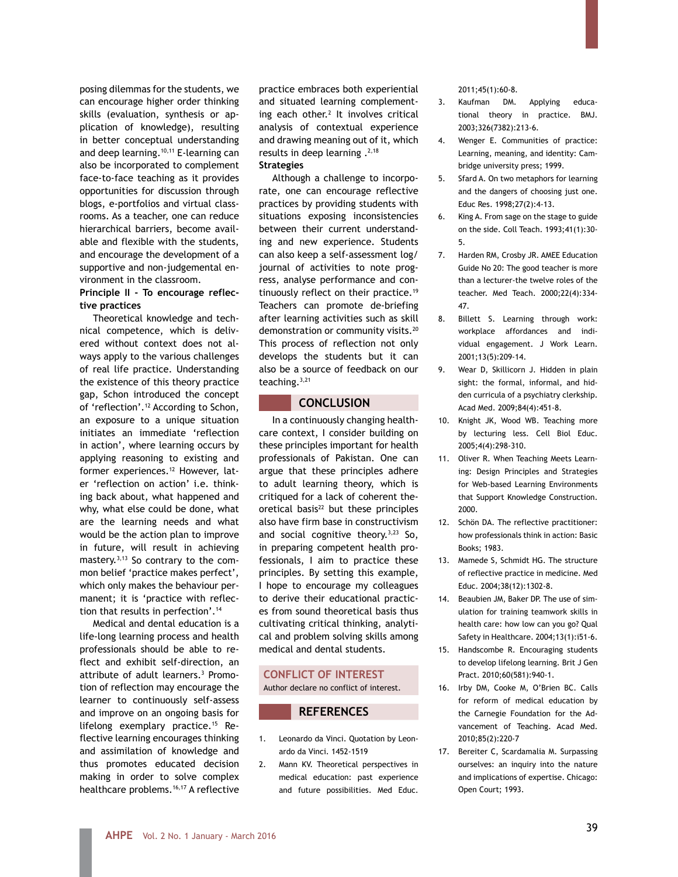posing dilemmas for the students, we can encourage higher order thinking skills (evaluation, synthesis or application of knowledge), resulting in better conceptual understanding and deep learning.[10,11] E-learning can also be incorporated to complement face-to-face teaching as it provides opportunities for discussion through blogs, e-portfolios and virtual classrooms. As a teacher, one can reduce hierarchical barriers, become available and flexible with the students, and encourage the development of a supportive and non-judgemental environment in the classroom.

**Principle II - To encourage reflective practices**

Theoretical knowledge and technical competence, which is delivered without context does not always apply to the various challenges of real life practice. Understanding the existence of this theory practice gap, Schon introduced the concept of 'reflection'.[12] According to Schon, an exposure to a unique situation initiates an immediate 'reflection in action', where learning occurs by applying reasoning to existing and former experiences.[12] However, later 'reflection on action' i.e. thinking back about, what happened and why, what else could be done, what are the learning needs and what would be the action plan to improve in future, will result in achieving mastery.[3,13] So contrary to the common belief 'practice makes perfect', which only makes the behaviour permanent; it is 'practice with reflection that results in perfection'.[14]

Medical and dental education is a life-long learning process and health professionals should be able to reflect and exhibit self-direction, an attribute of adult learners.[3] Promotion of reflection may encourage the learner to continuously self-assess and improve on an ongoing basis for lifelong exemplary practice.[15] Reflective learning encourages thinking and assimilation of knowledge and thus promotes educated decision making in order to solve complex healthcare problems.[16,17] A reflective practice embraces both experiential and situated learning complementing each other.[2] It involves critical analysis of contextual experience and drawing meaning out of it, which results in deep learning .[2,18]

**Strategies**

Although a challenge to incorporate, one can encourage reflective practices by providing students with situations exposing inconsistencies between their current understanding and new experience. Students can also keep a self-assessment log/journal of activities to note progress, analyse performance and continuously reflect on their practice.[19] Teachers can promote de-briefing after learning activities such as skill demonstration or community visits.[20] This process of reflection not only develops the students but it can also be a source of feedback on our teaching.[3,21]

## CONCLUSION

In a continuously changing healthcare context, I consider building on these principles important for health professionals of Pakistan. One can argue that these principles adhere to adult learning theory, which is critiqued for a lack of coherent theoretical basis[22] but these principles also have firm base in constructivism and social cognitive theory.[3,23] So, in preparing competent health professionals, I aim to practice these principles. By setting this example, I hope to encourage my colleagues to derive their educational practices from sound theoretical basis thus cultivating critical thinking, analytical and problem solving skills among medical and dental students.

## CONFLICT OF INTEREST

Author declare no conflict of interest.

## REFERENCES

1. Leonardo da Vinci. Quotation by Leonardo da Vinci. 1452-1519
2. Mann KV. Theoretical perspectives in medical education: past experience and future possibilities. Med Educ. 2011;45(1):60-8.
3. Kaufman DM. Applying educational theory in practice. BMJ. 2003;326(7382):213-6.
4. Wenger E. Communities of practice: Learning, meaning, and identity: Cambridge university press; 1999.
5. Sfard A. On two metaphors for learning and the dangers of choosing just one. Educ Res. 1998;27(2):4-13.
6. King A. From sage on the stage to guide on the side. Coll Teach. 1993;41(1):30-5.
7. Harden RM, Crosby JR. AMEE Education Guide No 20: The good teacher is more than a lecturer-the twelve roles of the teacher. Med Teach. 2000;22(4):334-47.
8. Billett S. Learning through work: workplace affordances and individual engagement. J Work Learn. 2001;13(5):209-14.
9. Wear D, Skillicorn J. Hidden in plain sight: the formal, informal, and hidden curricula of a psychiatry clerkship. Acad Med. 2009;84(4):451-8.
10. Knight JK, Wood WB. Teaching more by lecturing less. Cell Biol Educ. 2005;4(4):298-310.
11. Oliver R. When Teaching Meets Learning: Design Principles and Strategies for Web-based Learning Environments that Support Knowledge Construction. 2000.
12. Schön DA. The reflective practitioner: how professionals think in action: Basic Books; 1983.
13. Mamede S, Schmidt HG. The structure of reflective practice in medicine. Med Educ. 2004;38(12):1302-8.
14. Beaubien JM, Baker DP. The use of simulation for training teamwork skills in health care: how low can you go? Qual Safety in Healthcare. 2004;13(1):i51-6.
15. Handscombe R. Encouraging students to develop lifelong learning. Brit J Gen Pract. 2010;60(581):940-1.
16. Irby DM, Cooke M, O'Brien BC. Calls for reform of medical education by the Carnegie Foundation for the Advancement of Teaching. Acad Med. 2010;85(2):220-7
17. Bereiter C, Scardamalia M. Surpassing ourselves: an inquiry into the nature and implications of expertise. Chicago: Open Court; 1993.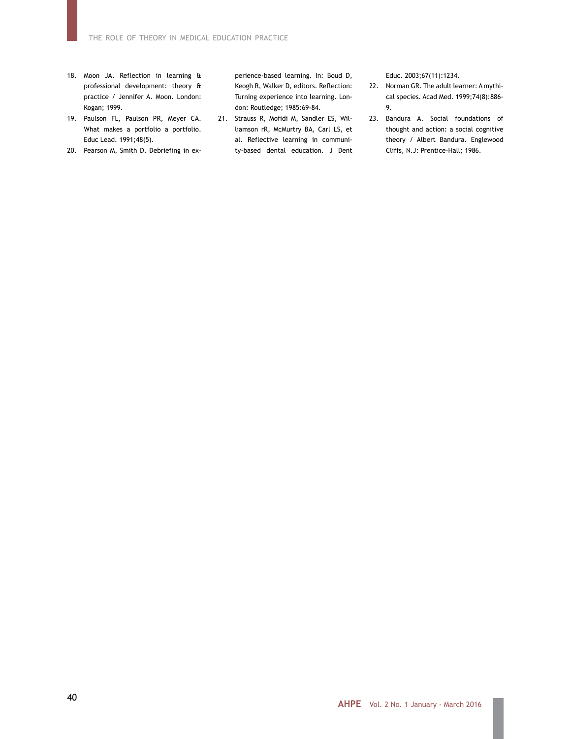18. Moon JA. Reflection in learning & professional development: theory & practice / Jennifer A. Moon. London: Kogan; 1999.
19. Paulson FL, Paulson PR, Meyer CA. What makes a portfolio a portfolio. Educ Lead. 1991;48(5).
20. Pearson M, Smith D. Debriefing in experience-based learning. In: Boud D, Keogh R, Walker D, editors. Reflection: Turning experience into learning. London: Routledge; 1985:69-84.
21. Strauss R, Mofidi M, Sandler ES, Williamson rR, McMurtry BA, Carl LS, et al. Reflective learning in community-based dental education. J Dent Educ. 2003;67(11):1234.
22. Norman GR. The adult learner: A mythical species. Acad Med. 1999;74(8):886-9.
23. Bandura A. Social foundations of thought and action: a social cognitive theory / Albert Bandura. Englewood Cliffs, N.J: Prentice-Hall; 1986.